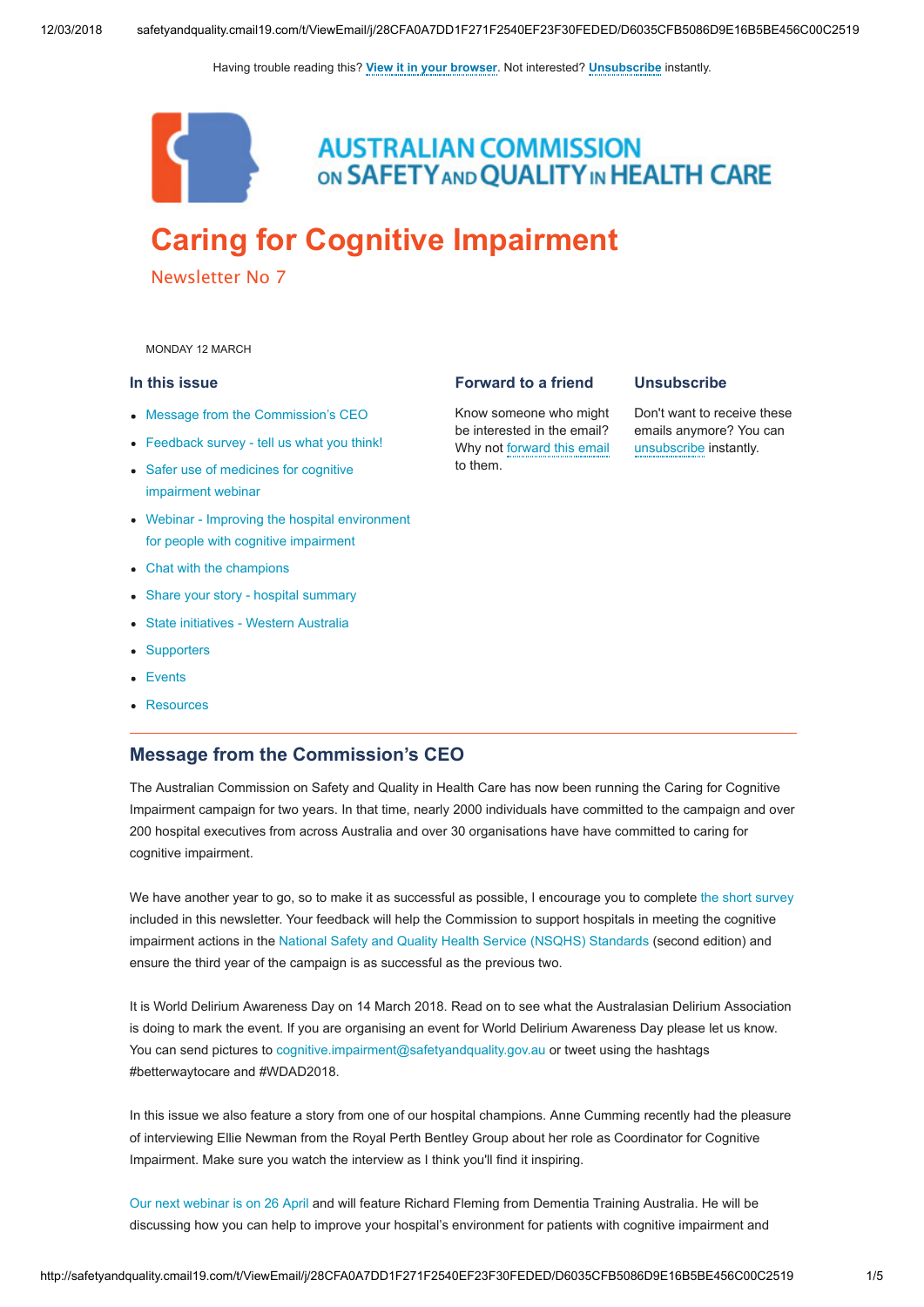Having trouble reading this? **View it in your browser**. Not interested? **Unsubscribe** instantly.

AUSTRALIAN COMMISSION ON SAFETY AND QUALITY IN HEALTH CARE

# Caring for Cognitive Impairment

## Newsletter No 7

MONDAY 12 MARCH

### In this issue

- Message from the Commission's CEO
- Feedback survey - tell us what you think!
- Safer use of medicines for cognitive impairment webinar
- Webinar - Improving the hospital environment for people with cognitive impairment
- Chat with the champions
- Share your story - hospital summary
- State initiatives - Western Australia
- Supporters
- Events
- Resources

### Forward to a friend

Know someone who might be interested in the email? Why not forward this email to them.

### Unsubscribe

Don't want to receive these emails anymore? You can unsubscribe instantly.

## Message from the Commission's CEO

The Australian Commission on Safety and Quality in Health Care has now been running the Caring for Cognitive Impairment campaign for two years. In that time, nearly 2000 individuals have committed to the campaign and over 200 hospital executives from across Australia and over 30 organisations have have committed to caring for cognitive impairment.

We have another year to go, so to make it as successful as possible, I encourage you to complete the short survey included in this newsletter. Your feedback will help the Commission to support hospitals in meeting the cognitive impairment actions in the National Safety and Quality Health Service (NSQHS) Standards (second edition) and ensure the third year of the campaign is as successful as the previous two.

It is World Delirium Awareness Day on 14 March 2018. Read on to see what the Australasian Delirium Association is doing to mark the event. If you are organising an event for World Delirium Awareness Day please let us know. You can send pictures to cognitive.impairment@safetyandquality.gov.au or tweet using the hashtags #betterwaytocare and #WDAD2018.

In this issue we also feature a story from one of our hospital champions. Anne Cumming recently had the pleasure of interviewing Ellie Newman from the Royal Perth Bentley Group about her role as Coordinator for Cognitive Impairment. Make sure you watch the interview as I think you'll find it inspiring.

Our next webinar is on 26 April and will feature Richard Fleming from Dementia Training Australia. He will be discussing how you can help to improve your hospital's environment for patients with cognitive impairment and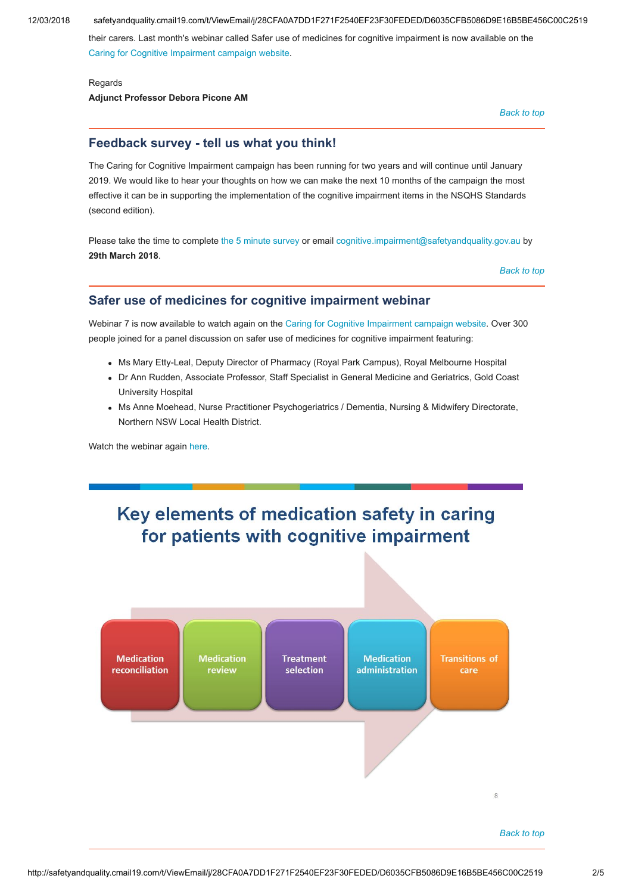their carers. Last month's webinar called Safer use of medicines for cognitive impairment is now available on the Caring for Cognitive Impairment campaign website.

Regards

**Adjunct Professor Debora Picone AM**

*Back to top*

## Feedback survey - tell us what you think!

The Caring for Cognitive Impairment campaign has been running for two years and will continue until January 2019. We would like to hear your thoughts on how we can make the next 10 months of the campaign the most effective it can be in supporting the implementation of the cognitive impairment items in the NSQHS Standards (second edition).

Please take the time to complete the 5 minute survey or email cognitive.impairment@safetyandquality.gov.au by **29th March 2018**.

*Back to top*

## Safer use of medicines for cognitive impairment webinar

Webinar 7 is now available to watch again on the Caring for Cognitive Impairment campaign website. Over 300 people joined for a panel discussion on safer use of medicines for cognitive impairment featuring:

- Ms Mary Etty-Leal, Deputy Director of Pharmacy (Royal Park Campus), Royal Melbourne Hospital
- Dr Ann Rudden, Associate Professor, Staff Specialist in General Medicine and Geriatrics, Gold Coast University Hospital
- Ms Anne Moehead, Nurse Practitioner Psychogeriatrics / Dementia, Nursing & Midwifery Directorate, Northern NSW Local Health District.

Watch the webinar again here.

### Key elements of medication safety in caring for patients with cognitive impairment

Medication reconciliation → Medication review → Treatment selection → Medication administration → Transitions of care

*Back to top*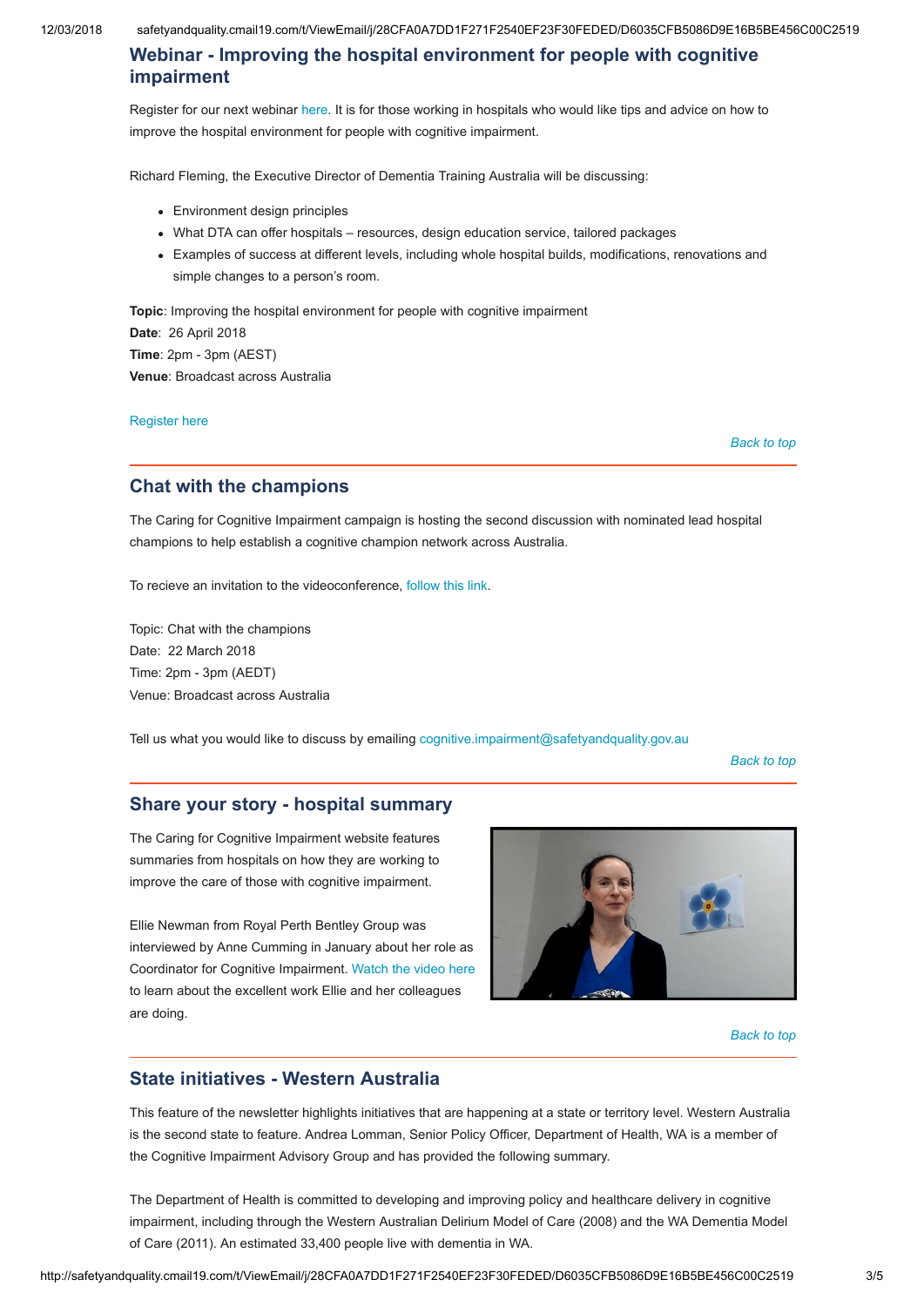## Webinar - Improving the hospital environment for people with cognitive impairment

Register for our next webinar here. It is for those working in hospitals who would like tips and advice on how to improve the hospital environment for people with cognitive impairment.

Richard Fleming, the Executive Director of Dementia Training Australia will be discussing:

- Environment design principles
- What DTA can offer hospitals – resources, design education service, tailored packages
- Examples of success at different levels, including whole hospital builds, modifications, renovations and simple changes to a person's room.

**Topic**: Improving the hospital environment for people with cognitive impairment
**Date**: 26 April 2018
**Time**: 2pm - 3pm (AEST)
**Venue**: Broadcast across Australia

Register here

*Back to top*

## Chat with the champions

The Caring for Cognitive Impairment campaign is hosting the second discussion with nominated lead hospital champions to help establish a cognitive champion network across Australia.

To recieve an invitation to the videoconference, follow this link.

Topic: Chat with the champions
Date: 22 March 2018
Time: 2pm - 3pm (AEDT)
Venue: Broadcast across Australia

Tell us what you would like to discuss by emailing cognitive.impairment@safetyandquality.gov.au

*Back to top*

## Share your story - hospital summary

The Caring for Cognitive Impairment website features summaries from hospitals on how they are working to improve the care of those with cognitive impairment.

Ellie Newman from Royal Perth Bentley Group was interviewed by Anne Cumming in January about her role as Coordinator for Cognitive Impairment. Watch the video here to learn about the excellent work Ellie and her colleagues are doing.

*Back to top*

## State initiatives - Western Australia

This feature of the newsletter highlights initiatives that are happening at a state or territory level. Western Australia is the second state to feature. Andrea Lomman, Senior Policy Officer, Department of Health, WA is a member of the Cognitive Impairment Advisory Group and has provided the following summary.

The Department of Health is committed to developing and improving policy and healthcare delivery in cognitive impairment, including through the Western Australian Delirium Model of Care (2008) and the WA Dementia Model of Care (2011). An estimated 33,400 people live with dementia in WA.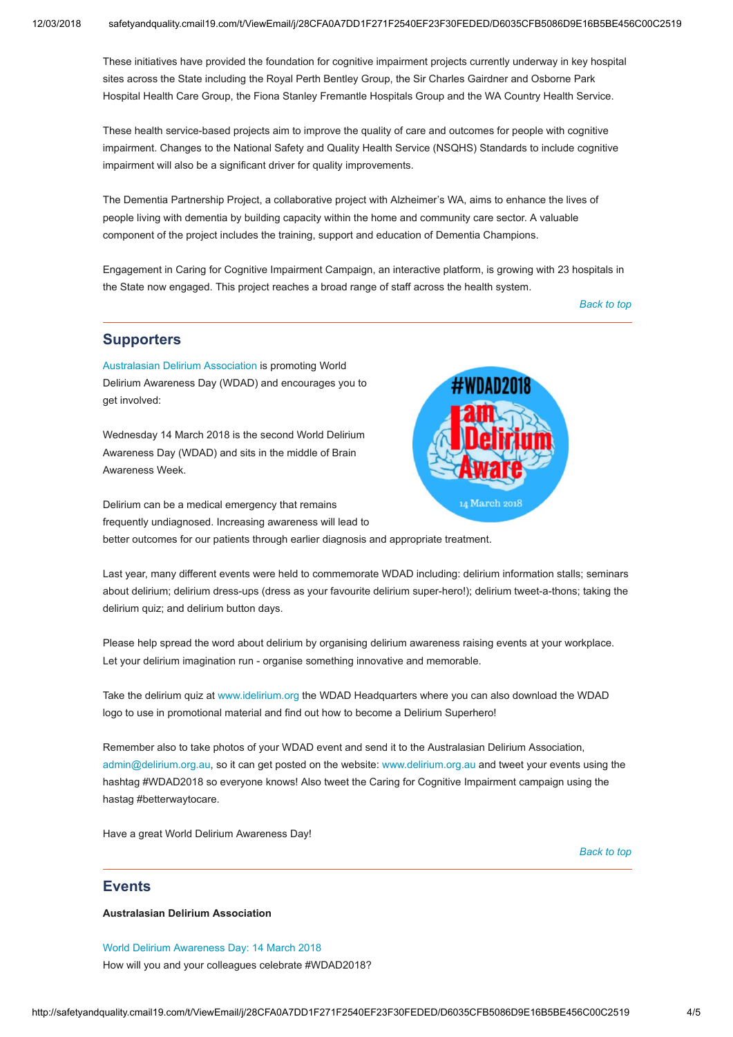These initiatives have provided the foundation for cognitive impairment projects currently underway in key hospital sites across the State including the Royal Perth Bentley Group, the Sir Charles Gairdner and Osborne Park Hospital Health Care Group, the Fiona Stanley Fremantle Hospitals Group and the WA Country Health Service.

These health service-based projects aim to improve the quality of care and outcomes for people with cognitive impairment. Changes to the National Safety and Quality Health Service (NSQHS) Standards to include cognitive impairment will also be a significant driver for quality improvements.

The Dementia Partnership Project, a collaborative project with Alzheimer's WA, aims to enhance the lives of people living with dementia by building capacity within the home and community care sector. A valuable component of the project includes the training, support and education of Dementia Champions.

Engagement in Caring for Cognitive Impairment Campaign, an interactive platform, is growing with 23 hospitals in the State now engaged. This project reaches a broad range of staff across the health system.

*Back to top*

---

## Supporters

Australasian Delirium Association is promoting World Delirium Awareness Day (WDAD) and encourages you to get involved:

Wednesday 14 March 2018 is the second World Delirium Awareness Day (WDAD) and sits in the middle of Brain Awareness Week.

Delirium can be a medical emergency that remains frequently undiagnosed. Increasing awareness will lead to better outcomes for our patients through earlier diagnosis and appropriate treatment.

Last year, many different events were held to commemorate WDAD including: delirium information stalls; seminars about delirium; delirium dress-ups (dress as your favourite delirium super-hero!); delirium tweet-a-thons; taking the delirium quiz; and delirium button days.

Please help spread the word about delirium by organising delirium awareness raising events at your workplace. Let your delirium imagination run - organise something innovative and memorable.

Take the delirium quiz at www.idelirium.org the WDAD Headquarters where you can also download the WDAD logo to use in promotional material and find out how to become a Delirium Superhero!

Remember also to take photos of your WDAD event and send it to the Australasian Delirium Association, admin@delirium.org.au, so it can get posted on the website: www.delirium.org.au and tweet your events using the hashtag #WDAD2018 so everyone knows! Also tweet the Caring for Cognitive Impairment campaign using the hastag #betterwaytocare.

Have a great World Delirium Awareness Day!

*Back to top*

---

## Events

**Australasian Delirium Association**

World Delirium Awareness Day: 14 March 2018
How will you and your colleagues celebrate #WDAD2018?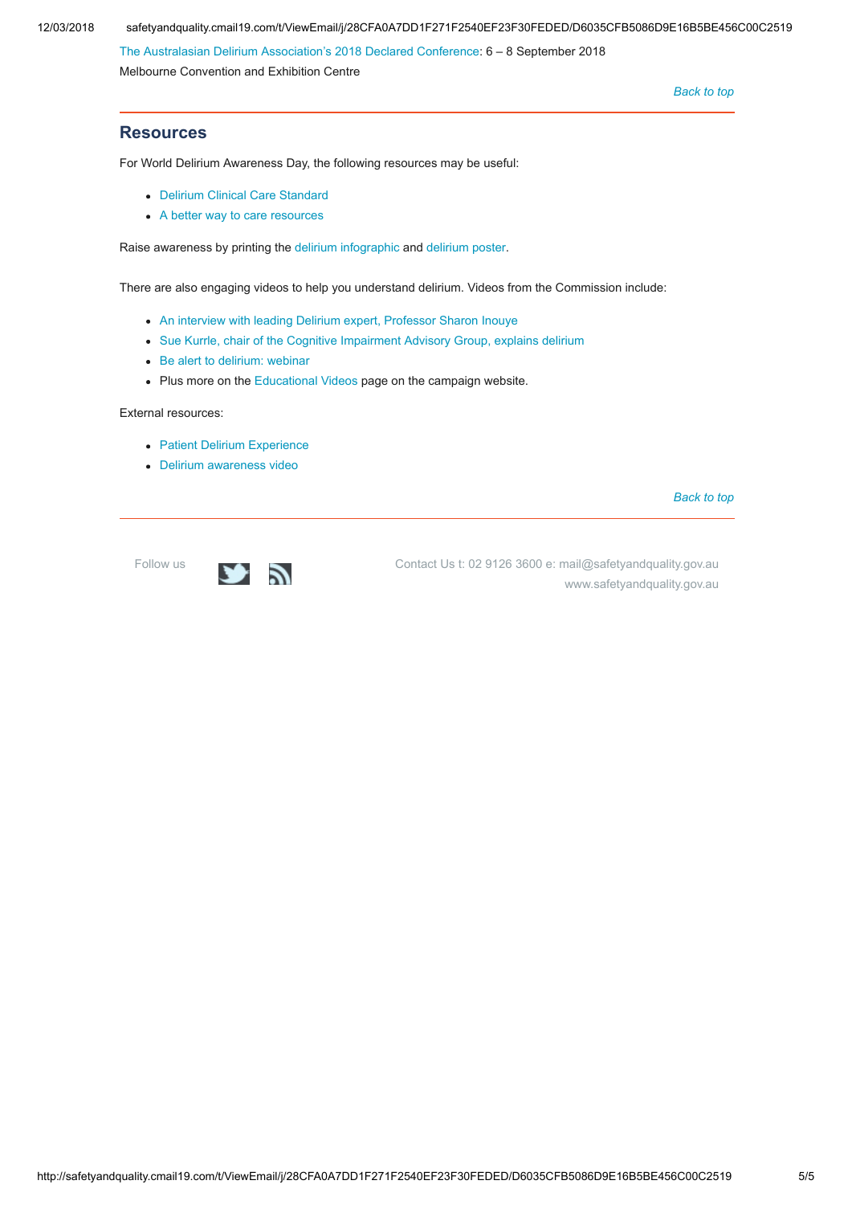The Australasian Delirium Association's 2018 Declared Conference: 6 – 8 September 2018

Melbourne Convention and Exhibition Centre

*Back to top*

## Resources

For World Delirium Awareness Day, the following resources may be useful:

- Delirium Clinical Care Standard
- A better way to care resources

Raise awareness by printing the delirium infographic and delirium poster.

There are also engaging videos to help you understand delirium. Videos from the Commission include:

- An interview with leading Delirium expert, Professor Sharon Inouye
- Sue Kurrle, chair of the Cognitive Impairment Advisory Group, explains delirium
- Be alert to delirium: webinar
- Plus more on the Educational Videos page on the campaign website.

External resources:

- Patient Delirium Experience
- Delirium awareness video

*Back to top*

---

Follow us

Contact Us t: 02 9126 3600 e: mail@safetyandquality.gov.au
www.safetyandquality.gov.au